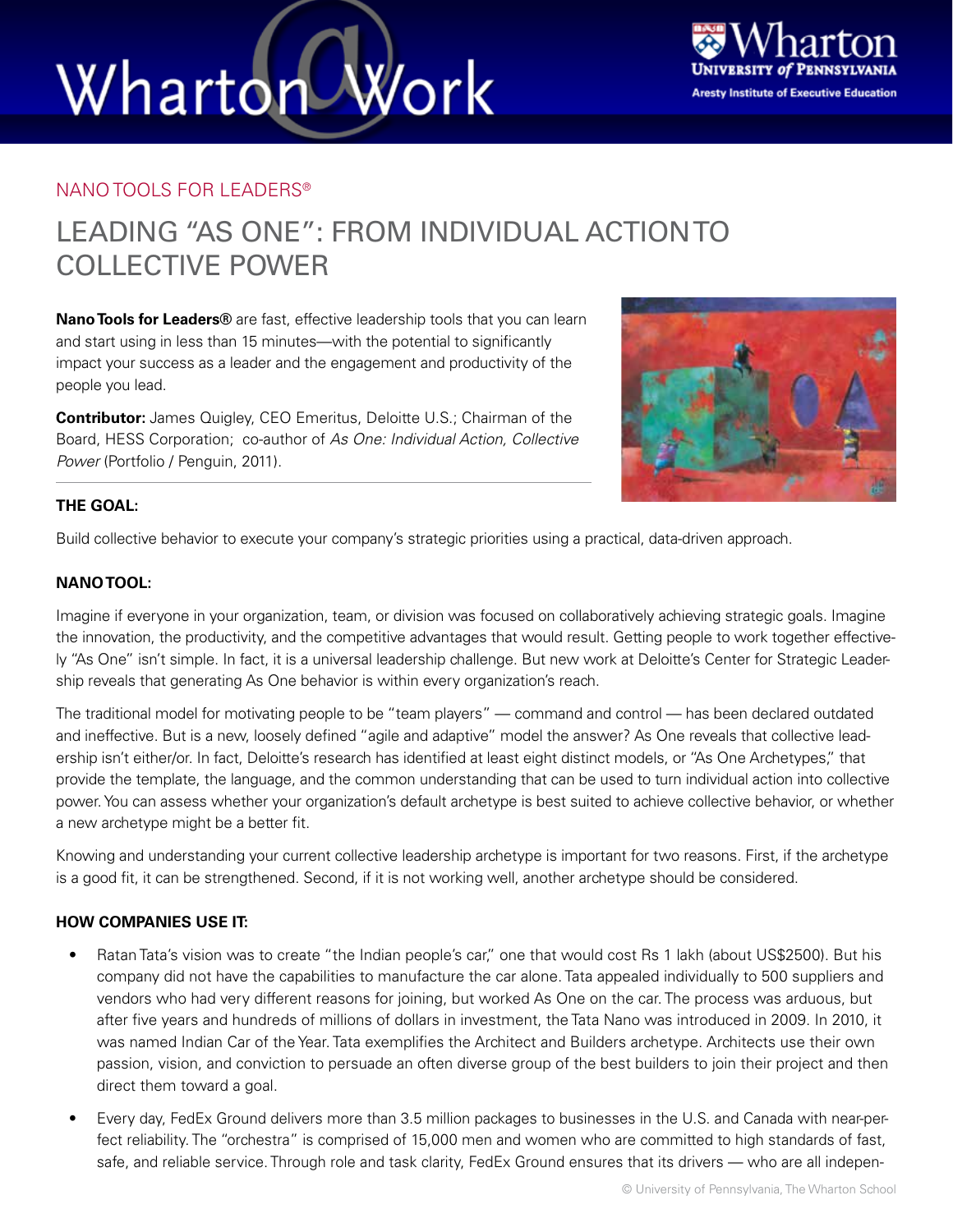Wharton@Work

NANO TOOLS FOR LEADERS®

# LEADING "AS ONE": FROM INDIVIDUAL ACTION TO COLLECTIVE POWER

**Nano Tools for Leaders®** are fast, effective leadership tools that you can learn and start using in less than 15 minutes—with the potential to significantly impact your success as a leader and the engagement and productivity of the people you lead.

**Contributor:** James Quigley, CEO Emeritus, Deloitte U.S.; Chairman of the Board, HESS Corporation; co-author of *As One: Individual Action, Collective Power* (Portfolio / Penguin, 2011).

### THE GOAL:

Build collective behavior to execute your company's strategic priorities using a practical, data-driven approach.

### NANO TOOL:

Imagine if everyone in your organization, team, or division was focused on collaboratively achieving strategic goals. Imagine the innovation, the productivity, and the competitive advantages that would result. Getting people to work together effectively "As One" isn't simple. In fact, it is a universal leadership challenge. But new work at Deloitte's Center for Strategic Leadership reveals that generating As One behavior is within every organization's reach.

The traditional model for motivating people to be "team players" — command and control — has been declared outdated and ineffective. But is a new, loosely defined "agile and adaptive" model the answer? As One reveals that collective leadership isn't either/or. In fact, Deloitte's research has identified at least eight distinct models, or "As One Archetypes," that provide the template, the language, and the common understanding that can be used to turn individual action into collective power. You can assess whether your organization's default archetype is best suited to achieve collective behavior, or whether a new archetype might be a better fit.

Knowing and understanding your current collective leadership archetype is important for two reasons. First, if the archetype is a good fit, it can be strengthened. Second, if it is not working well, another archetype should be considered.

### HOW COMPANIES USE IT:

- Ratan Tata's vision was to create "the Indian people's car," one that would cost Rs 1 lakh (about US$2500). But his company did not have the capabilities to manufacture the car alone. Tata appealed individually to 500 suppliers and vendors who had very different reasons for joining, but worked As One on the car. The process was arduous, but after five years and hundreds of millions of dollars in investment, the Tata Nano was introduced in 2009. In 2010, it was named Indian Car of the Year. Tata exemplifies the Architect and Builders archetype. Architects use their own passion, vision, and conviction to persuade an often diverse group of the best builders to join their project and then direct them toward a goal.
- Every day, FedEx Ground delivers more than 3.5 million packages to businesses in the U.S. and Canada with near-perfect reliability. The "orchestra" is comprised of 15,000 men and women who are committed to high standards of fast, safe, and reliable service. Through role and task clarity, FedEx Ground ensures that its drivers — who are all indepen-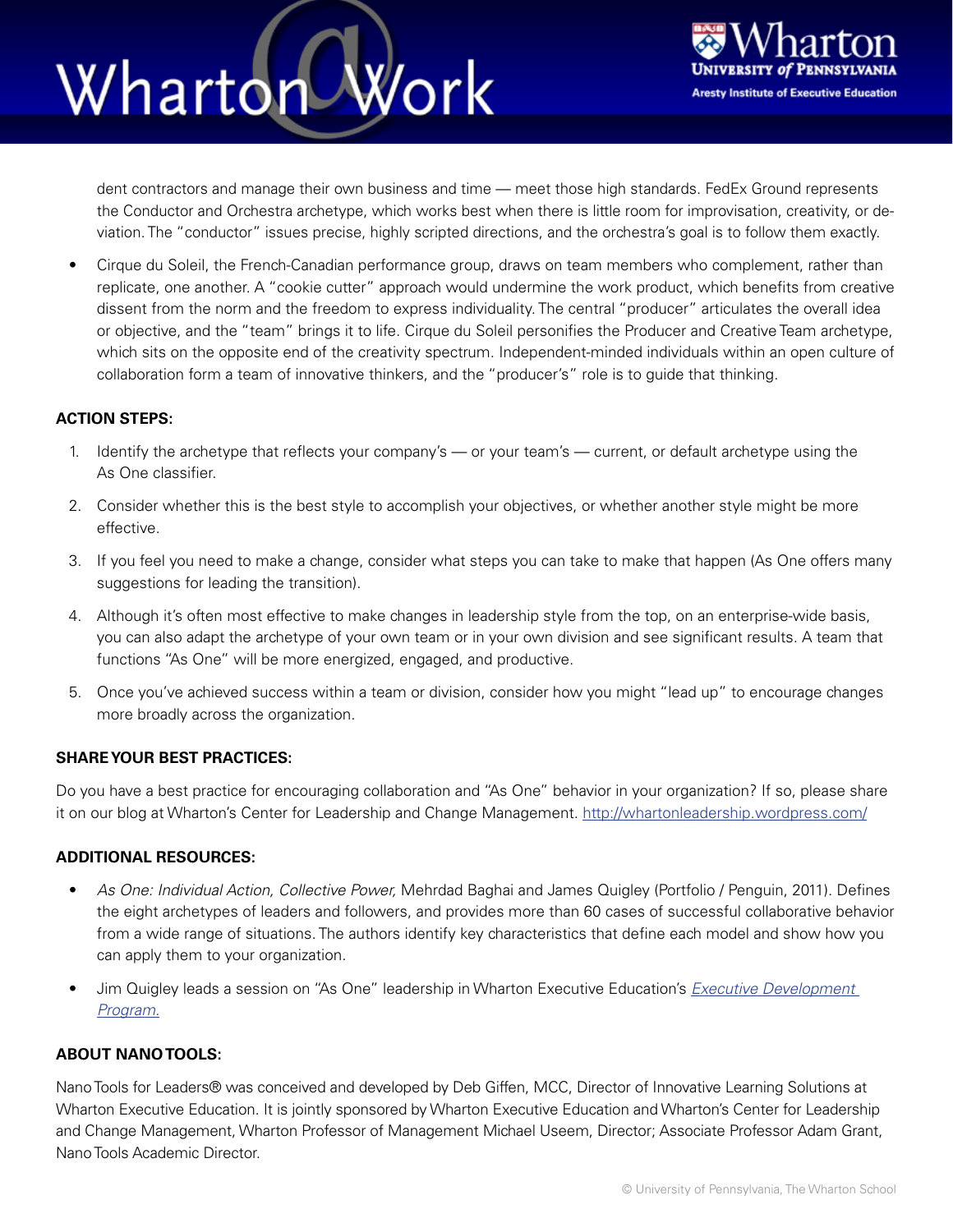dent contractors and manage their own business and time — meet those high standards. FedEx Ground represents the Conductor and Orchestra archetype, which works best when there is little room for improvisation, creativity, or deviation. The "conductor" issues precise, highly scripted directions, and the orchestra's goal is to follow them exactly.

- Cirque du Soleil, the French-Canadian performance group, draws on team members who complement, rather than replicate, one another. A "cookie cutter" approach would undermine the work product, which benefits from creative dissent from the norm and the freedom to express individuality. The central "producer" articulates the overall idea or objective, and the "team" brings it to life. Cirque du Soleil personifies the Producer and Creative Team archetype, which sits on the opposite end of the creativity spectrum. Independent-minded individuals within an open culture of collaboration form a team of innovative thinkers, and the "producer's" role is to guide that thinking.

**ACTION STEPS:**

1. Identify the archetype that reflects your company's — or your team's — current, or default archetype using the As One classifier.
2. Consider whether this is the best style to accomplish your objectives, or whether another style might be more effective.
3. If you feel you need to make a change, consider what steps you can take to make that happen (As One offers many suggestions for leading the transition).
4. Although it's often most effective to make changes in leadership style from the top, on an enterprise-wide basis, you can also adapt the archetype of your own team or in your own division and see significant results. A team that functions "As One" will be more energized, engaged, and productive.
5. Once you've achieved success within a team or division, consider how you might "lead up" to encourage changes more broadly across the organization.

**SHARE YOUR BEST PRACTICES:**

Do you have a best practice for encouraging collaboration and "As One" behavior in your organization? If so, please share it on our blog at Wharton's Center for Leadership and Change Management. http://whartonleadership.wordpress.com/

**ADDITIONAL RESOURCES:**

- *As One: Individual Action, Collective Power,* Mehrdad Baghai and James Quigley (Portfolio / Penguin, 2011). Defines the eight archetypes of leaders and followers, and provides more than 60 cases of successful collaborative behavior from a wide range of situations. The authors identify key characteristics that define each model and show how you can apply them to your organization.
- Jim Quigley leads a session on "As One" leadership in Wharton Executive Education's *Executive Development Program.*

**ABOUT NANO TOOLS:**

Nano Tools for Leaders® was conceived and developed by Deb Giffen, MCC, Director of Innovative Learning Solutions at Wharton Executive Education. It is jointly sponsored by Wharton Executive Education and Wharton's Center for Leadership and Change Management, Wharton Professor of Management Michael Useem, Director; Associate Professor Adam Grant, Nano Tools Academic Director.